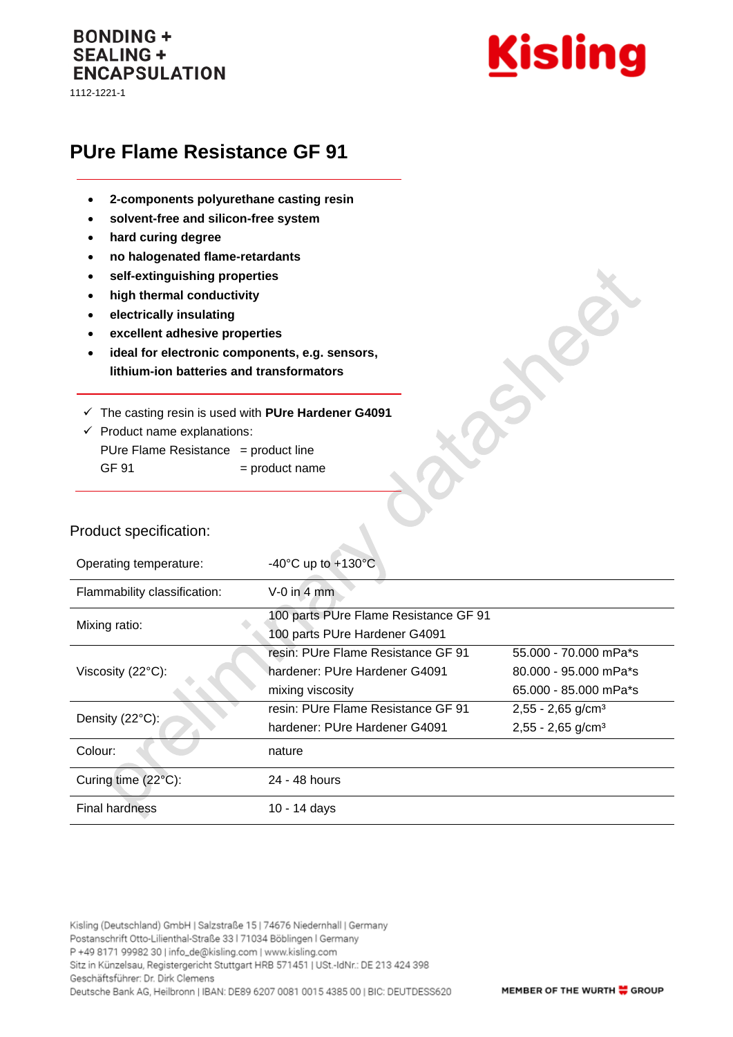**BONDING +**
**SEALING +**
**ENCAPSULATION**

1112-1221-1

**Kisling**

# PUre Flame Resistance GF 91

- **2-components polyurethane casting resin**
- **solvent-free and silicon-free system**
- **hard curing degree**
- **no halogenated flame-retardants**
- **self-extinguishing properties**
- **high thermal conductivity**
- **electrically insulating**
- **excellent adhesive properties**
- **ideal for electronic components, e.g. sensors, lithium-ion batteries and transformers**

---

✓ The casting resin is used with **PUre Hardener G4091**

✓ Product name explanations:

PUre Flame Resistance = product line
GF 91 = product name

---

preliminary datasheet

## Product specification:

| | | |
|---|---|---|
| Operating temperature: | -40°C up to +130°C | |
| Flammability classification: | V-0 in 4 mm | |
| Mixing ratio: | 100 parts PUre Flame Resistance GF 91<br>100 parts PUre Hardener G4091 | |
| Viscosity (22°C): | resin: PUre Flame Resistance GF 91 | 55.000 - 70.000 mPa*s |
| | hardener: PUre Hardener G4091 | 80.000 - 95.000 mPa*s |
| | mixing viscosity | 65.000 - 85.000 mPa*s |
| Density (22°C): | resin: PUre Flame Resistance GF 91 | 2,55 - 2,65 g/cm³ |
| | hardener: PUre Hardener G4091 | 2,55 - 2,65 g/cm³ |
| Colour: | nature | |
| Curing time (22°C): | 24 - 48 hours | |
| Final hardness | 10 - 14 days | |

Kisling (Deutschland) GmbH | Salzstraße 15 | 74676 Niedernhall | Germany
Postanschrift Otto-Lilienthal-Straße 33 | 71034 Böblingen | Germany
P +49 8171 99982 30 | info_de@kisling.com | www.kisling.com
Sitz in Künzelsau, Registergericht Stuttgart HRB 571451 | USt.-IdNr.: DE 213 424 398
Geschäftsführer: Dr. Dirk Clemens
Deutsche Bank AG, Heilbronn | IBAN: DE89 6207 0081 0015 4385 00 | BIC: DEUTDESS620

MEMBER OF THE WURTH GROUP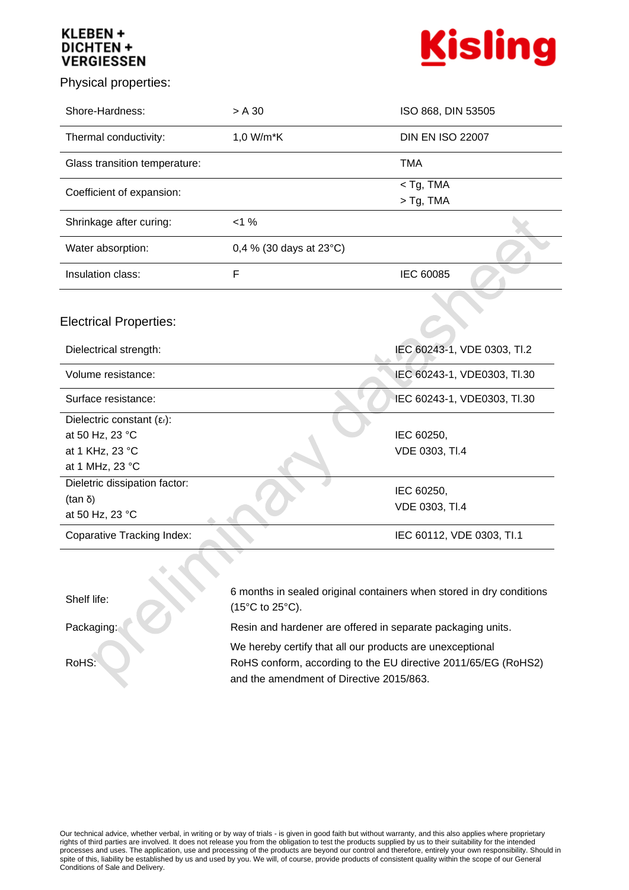KLEBEN + DICHTEN + VERGIESSEN

## Physical properties:

| | | |
|---|---|---|
| Shore-Hardness: | > A 30 | ISO 868, DIN 53505 |
| Thermal conductivity: | 1,0 W/m*K | DIN EN ISO 22007 |
| Glass transition temperature: | | TMA |
| Coefficient of expansion: | | < Tg, TMA<br>> Tg, TMA |
| Shrinkage after curing: | <1 % | |
| Water absorption: | 0,4 % (30 days at 23°C) | |
| Insulation class: | F | IEC 60085 |

## Electrical Properties:

| | | |
|---|---|---|
| Dielectrical strength: | | IEC 60243-1, VDE 0303, Tl.2 |
| Volume resistance: | | IEC 60243-1, VDE0303, Tl.30 |
| Surface resistance: | | IEC 60243-1, VDE0303, Tl.30 |
| Dielectric constant ($\varepsilon_r$):<br>at 50 Hz, 23 °C<br>at 1 KHz, 23 °C<br>at 1 MHz, 23 °C | | IEC 60250,<br>VDE 0303, Tl.4 |
| Dieletric dissipation factor:<br>(tan δ)<br>at 50 Hz, 23 °C | | IEC 60250,<br>VDE 0303, Tl.4 |
| Coparative Tracking Index: | | IEC 60112, VDE 0303, Tl.1 |

| | |
|---|---|
| Shelf life: | 6 months in sealed original containers when stored in dry conditions (15°C to 25°C). |
| Packaging: | Resin and hardener are offered in separate packaging units. |
| RoHS: | We hereby certify that all our products are unexceptional RoHS conform, according to the EU directive 2011/65/EG (RoHS2) and the amendment of Directive 2015/863. |

Our technical advice, whether verbal, in writing or by way of trials - is given in good faith but without warranty, and this also applies where proprietary rights of third parties are involved. It does not release you from the obligation to test the products supplied by us to their suitability for the intended processes and uses. The application, use and processing of the products are beyond our control and therefore, entirely your own responsibility. Should in spite of this, liability be established by us and used by you. We will, of course, provide products of consistent quality within the scope of our General Conditions of Sale and Delivery.